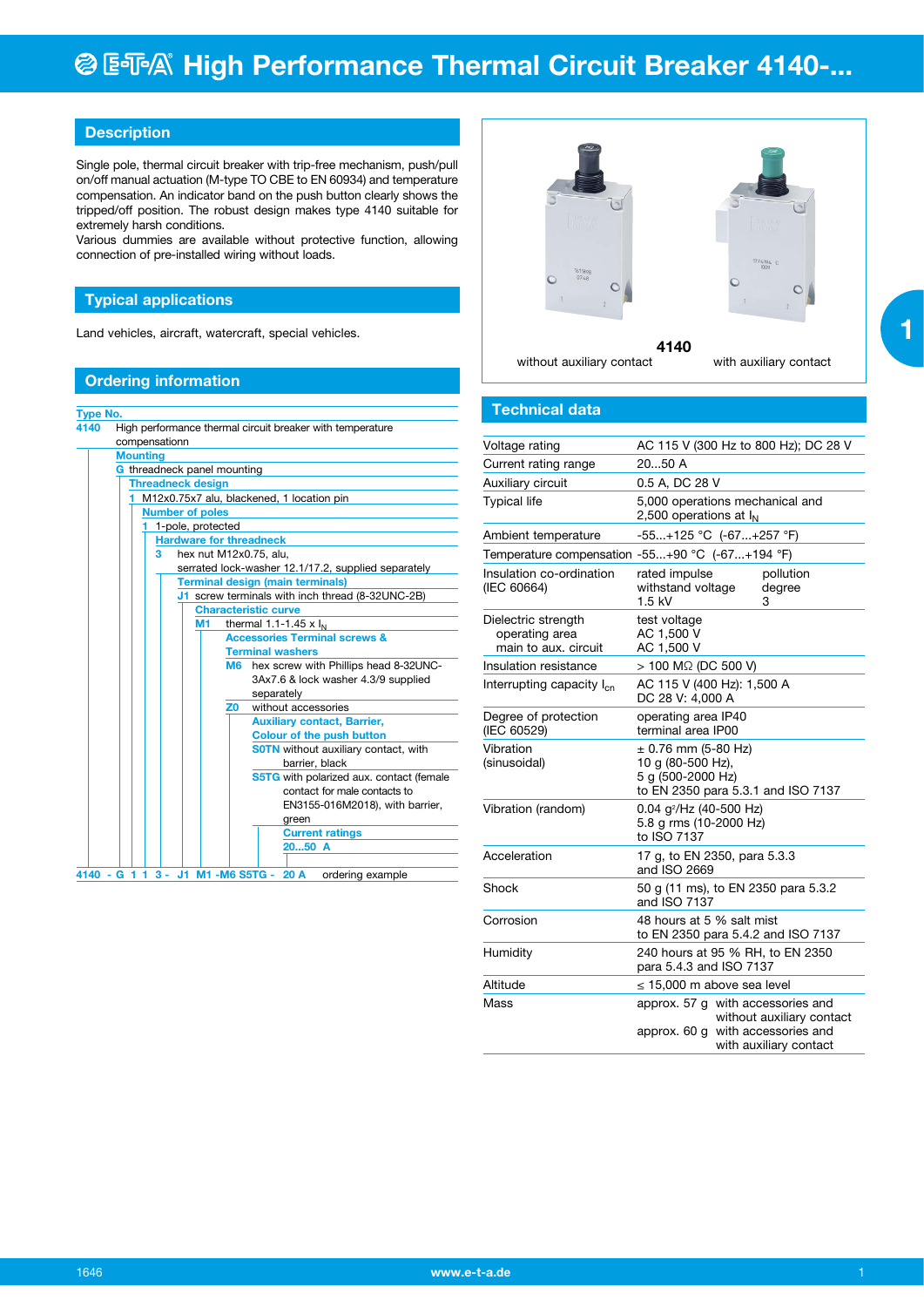# E-T-A High Performance Thermal Circuit Breaker 4140-...

## Description

Single pole, thermal circuit breaker with trip-free mechanism, push/pull on/off manual actuation (M-type TO CBE to EN 60934) and temperature compensation. An indicator band on the push button clearly shows the tripped/off position. The robust design makes type 4140 suitable for extremely harsh conditions.
Various dummies are available without protective function, allowing connection of pre-installed wiring without loads.

**4140**

without auxiliary contact — with auxiliary contact

## Typical applications

Land vehicles, aircraft, watercraft, special vehicles.

## Ordering information

**Type No.**
**4140** High performance thermal circuit breaker with temperature compensationn

- **Mounting**
  - **G** threadneck panel mounting
- **Threadneck design**
  - **1** M12x0.75x7 alu, blackened, 1 location pin
- **Number of poles**
  - **1** 1-pole, protected
- **Hardware for threadneck**
  - **3** hex nut M12x0.75, alu, serrated lock-washer 12.1/17.2, supplied separately
- **Terminal design (main terminals)**
  - **J1** screw terminals with inch thread (8-32UNC-2B)
- **Characteristic curve**
  - **M1** thermal 1.1-1.45 x $I_N$
- **Accessories Terminal screws & Terminal washers**
  - **M6** hex screw with Phillips head 8-32UNC-3Ax7.6 & lock washer 4.3/9 supplied separately
  - **Z0** without accessories
- **Auxiliary contact, Barrier, Colour of the push button**
  - **S0TN** without auxiliary contact, with barrier, black
  - **S5TG** with polarized aux. contact (female contact for male contacts to EN3155-016M2018), with barrier, green
- **Current ratings**
  - **20...50 A**

**4140 - G 1 1 3 - J1 M1 -M6 S5TG - 20 A** ordering example

## Technical data

| | |
|---|---|
| Voltage rating | AC 115 V (300 Hz to 800 Hz); DC 28 V |
| Current rating range | 20...50 A |
| Auxiliary circuit | 0.5 A, DC 28 V |
| Typical life | 5,000 operations mechanical and 2,500 operations at $I_N$ |
| Ambient temperature | -55...+125 °C (-67...+257 °F) |
| Temperature compensation | -55...+90 °C (-67...+194 °F) |
| Insulation co-ordination (IEC 60664) | rated impulse withstand voltage 1.5 kV; pollution degree 3 |
| Dielectric strength | test voltage |
| operating area | AC 1,500 V |
| main to aux. circuit | AC 1,500 V |
| Insulation resistance | > 100 MΩ (DC 500 V) |
| Interrupting capacity $I_{cn}$ | AC 115 V (400 Hz): 1,500 A<br>DC 28 V: 4,000 A |
| Degree of protection (IEC 60529) | operating area IP40<br>terminal area IP00 |
| Vibration (sinusoidal) | ± 0.76 mm (5-80 Hz),<br>10 g (80-500 Hz),<br>5 g (500-2000 Hz)<br>to EN 2350 para 5.3.1 and ISO 7137 |
| Vibration (random) | 0.04 g²/Hz (40-500 Hz)<br>5.8 g rms (10-2000 Hz)<br>to ISO 7137 |
| Acceleration | 17 g, to EN 2350, para 5.3.3 and ISO 2669 |
| Shock | 50 g (11 ms), to EN 2350 para 5.3.2 and ISO 7137 |
| Corrosion | 48 hours at 5 % salt mist to EN 2350 para 5.4.2 and ISO 7137 |
| Humidity | 240 hours at 95 % RH, to EN 2350 para 5.4.3 and ISO 7137 |
| Altitude | ≤ 15,000 m above sea level |
| Mass | approx. 57 g with accessories and without auxiliary contact<br>approx. 60 g with accessories and with auxiliary contact |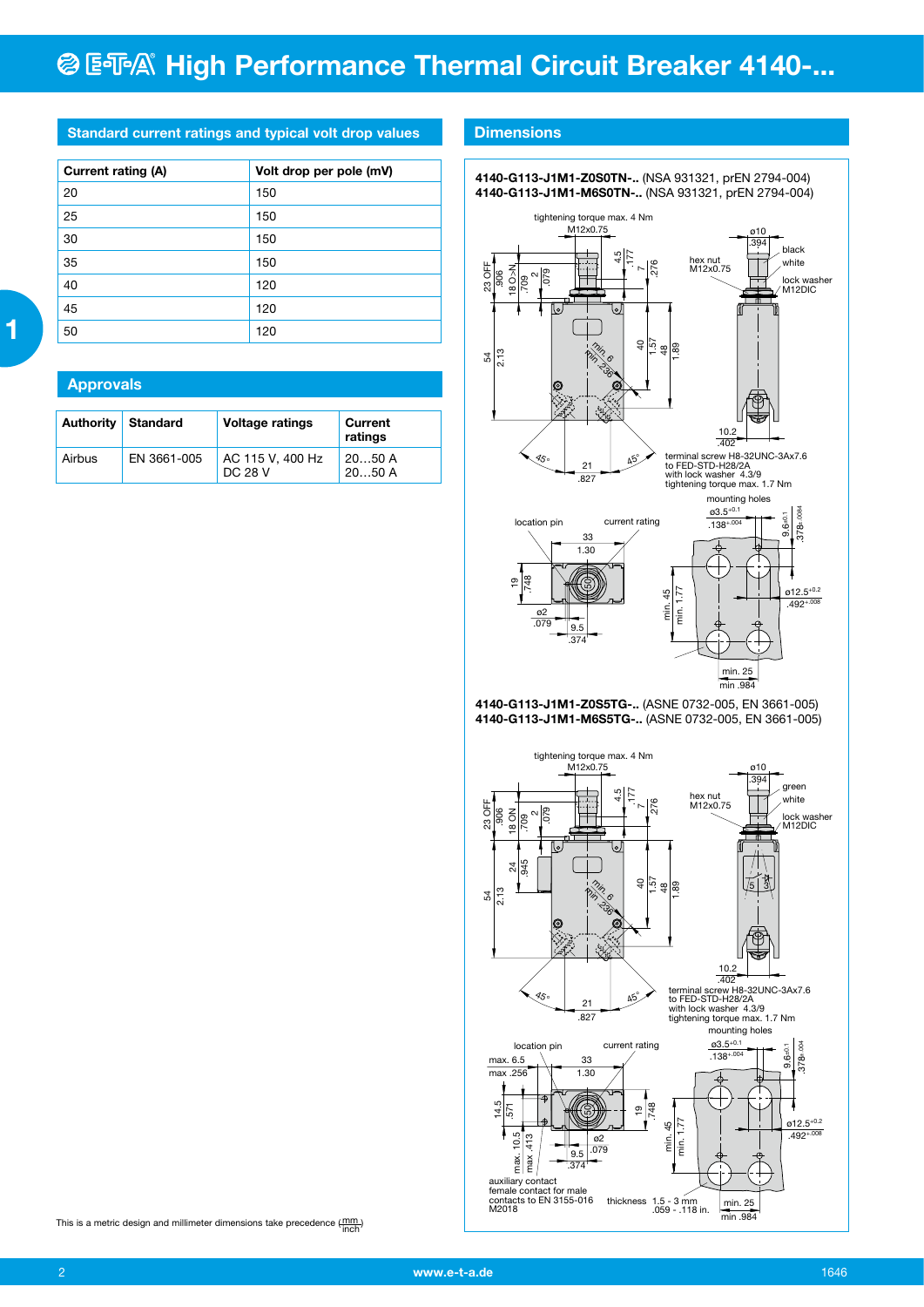# High Performance Thermal Circuit Breaker 4140-...

## Standard current ratings and typical volt drop values

| Current rating (A) | Volt drop per pole (mV) |
|---|---|
| 20 | 150 |
| 25 | 150 |
| 30 | 150 |
| 35 | 150 |
| 40 | 120 |
| 45 | 120 |
| 50 | 120 |

## Approvals

| Authority | Standard | Voltage ratings | Current ratings |
|---|---|---|---|
| Airbus | EN 3661-005 | AC 115 V, 400 Hz<br>DC 28 V | 20…50 A<br>20…50 A |

## Dimensions

**4140-G113-J1M1-Z0S0TN-..** (NSA 931321, prEN 2794-004)
**4140-G113-J1M1-M6S0TN-..** (NSA 931321, prEN 2794-004)

tightening torque max. 4 Nm
M12x0.75
hex nut M12x0.75
black
white
lock washer M12DIC
terminal screw H8-32UNC-3Ax7.6 to FED-STD-H28/2A with lock washer 4.3/9 tightening torque max. 1.7 Nm
location pin
current rating
mounting holes

**4140-G113-J1M1-Z0S5TG-..** (ASNE 0732-005, EN 3661-005)
**4140-G113-J1M1-M6S5TG-..** (ASNE 0732-005, EN 3661-005)

tightening torque max. 4 Nm
M12x0.75
hex nut M12x0.75
green
white
lock washer M12DIC
terminal screw H8-32UNC-3Ax7.6 to FED-STD-H28/2A with lock washer 4.3/9 tightening torque max. 1.7 Nm
location pin
current rating
mounting holes
auxiliary contact female contact for male contacts to EN 3155-016 M2018
thickness 1.5 - 3 mm .059 - .118 in.

This is a metric design and millimeter dimensions take precedence (mm/inch)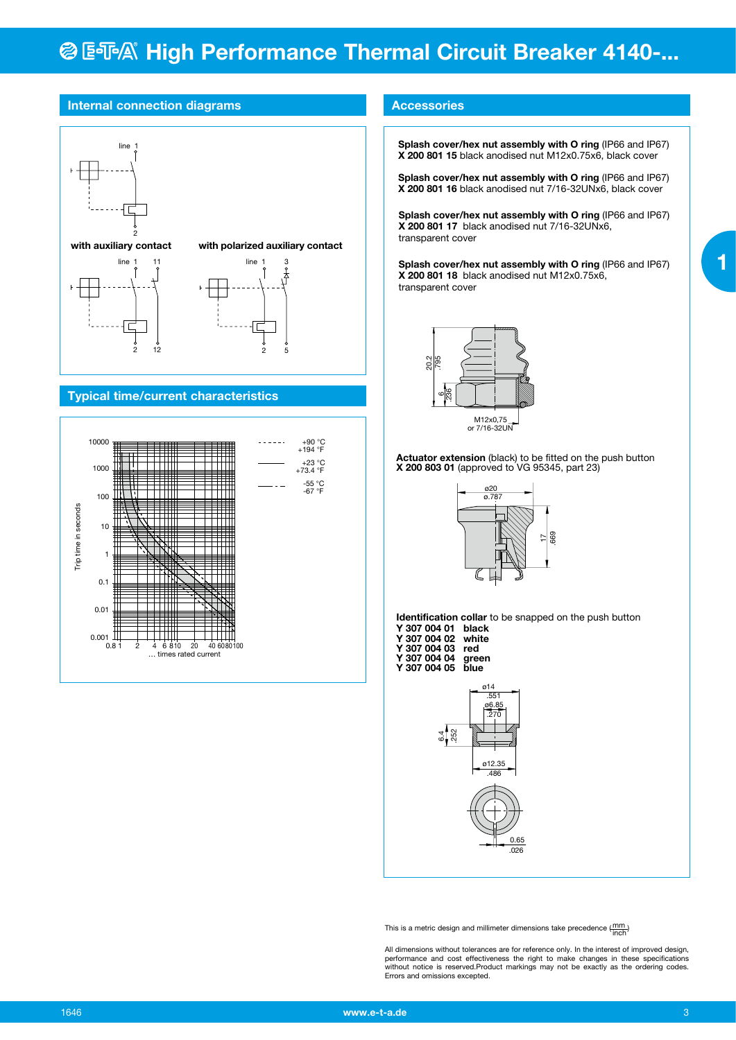# High Performance Thermal Circuit Breaker 4140-...

## Internal connection diagrams

line 1

2

**with auxiliary contact**

line 1 11

2 12

**with polarized auxiliary contact**

line 1 3

2 5

## Typical time/current characteristics

Trip time in seconds: 10000, 1000, 100, 10, 1, 0.1, 0.01, 0.001

... times rated current: 0.8 1, 2, 4, 6 8 10, 20, 40 60 80 100

- - - - - +90 °C / +194 °F
——— +23 °C / +73.4 °F
— · — -55 °C / -67 °F

## Accessories

**Splash cover/hex nut assembly with O ring** (IP66 and IP67)
**X 200 801 15** black anodised nut M12x0.75x6, black cover

**Splash cover/hex nut assembly with O ring** (IP66 and IP67)
**X 200 801 16** black anodised nut 7/16-32UNx6, black cover

**Splash cover/hex nut assembly with O ring** (IP66 and IP67)
**X 200 801 17** black anodised nut 7/16-32UNx6, transparent cover

**Splash cover/hex nut assembly with O ring** (IP66 and IP67)
**X 200 801 18** black anodised nut M12x0.75x6, transparent cover

20.2 / .795; 6 / .236; M12x0,75 or 7/16-32UN

**Actuator extension** (black) to be fitted on the push button
**X 200 803 01** (approved to VG 95345, part 23)

ø20 / ø.787; 17 / .669

**Identification collar** to be snapped on the push button

**Y 307 004 01 black**
**Y 307 004 02 white**
**Y 307 004 03 red**
**Y 307 004 04 green**
**Y 307 004 05 blue**

ø14 / .551; ø6.85 / .270; 6.4 / .252; ø12.35 / .486; 0.65 / .026

This is a metric design and millimeter dimensions take precedence ($\frac{mm}{inch}$)

All dimensions without tolerances are for reference only. In the interest of improved design, performance and cost effectiveness the right to make changes in these specifications without notice is reserved.Product markings may not be exactly as the ordering codes. Errors and omissions excepted.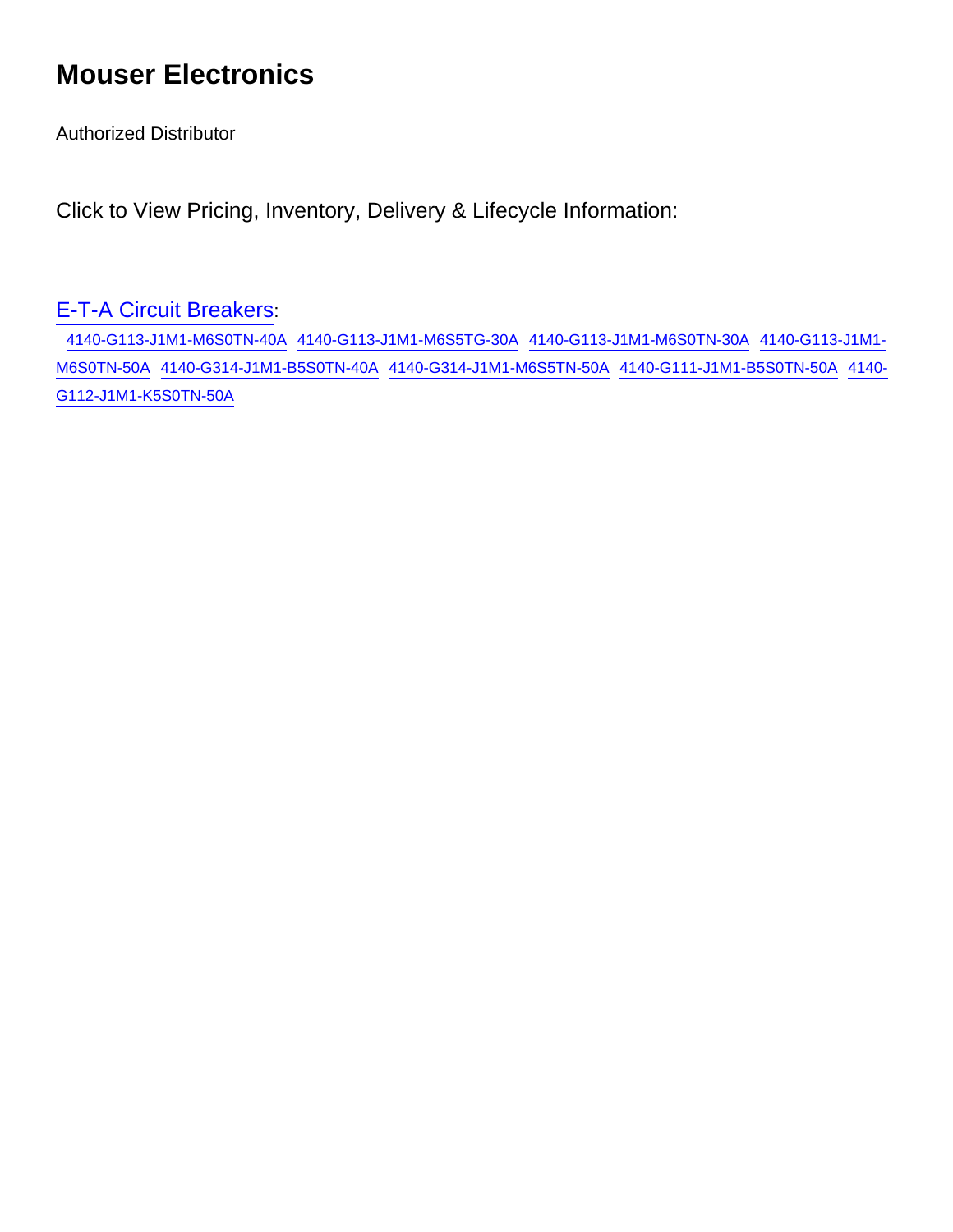# Mouser Electronics

Authorized Distributor

Click to View Pricing, Inventory, Delivery & Lifecycle Information:

E-T-A Circuit Breakers:

4140-G113-J1M1-M6S0TN-40A 4140-G113-J1M1-M6S5TG-30A 4140-G113-J1M1-M6S0TN-30A 4140-G113-J1M1-M6S0TN-50A 4140-G314-J1M1-B5S0TN-40A 4140-G314-J1M1-M6S5TN-50A 4140-G111-J1M1-B5S0TN-50A 4140-G112-J1M1-K5S0TN-50A